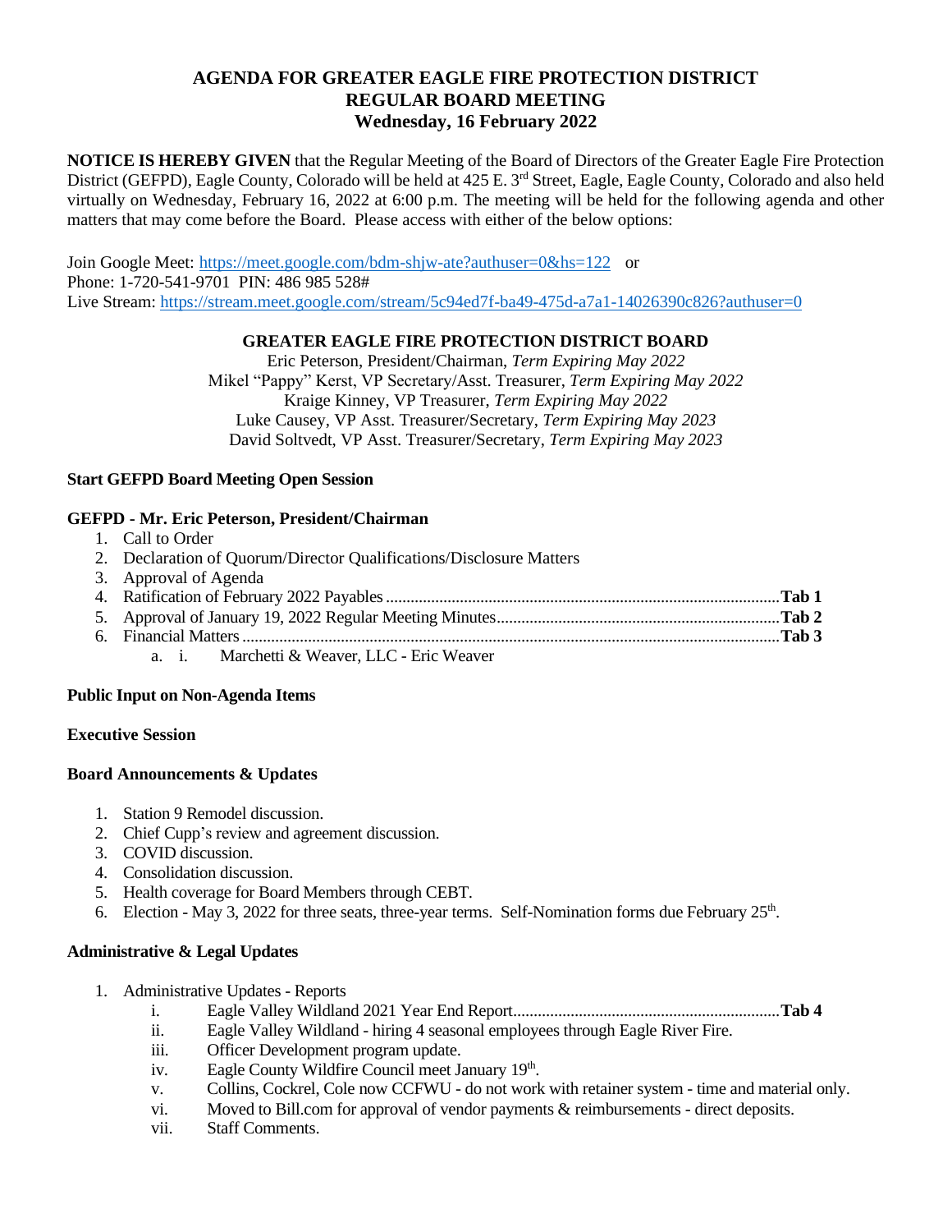# AGENDA FOR GREATER EAGLE FIRE PROTECTION DISTRICT
# REGULAR BOARD MEETING
## Wednesday, 16 February 2022

**NOTICE IS HEREBY GIVEN** that the Regular Meeting of the Board of Directors of the Greater Eagle Fire Protection District (GEFPD), Eagle County, Colorado will be held at 425 E. 3rd Street, Eagle, Eagle County, Colorado and also held virtually on Wednesday, February 16, 2022 at 6:00 p.m. The meeting will be held for the following agenda and other matters that may come before the Board. Please access with either of the below options:

Join Google Meet: https://meet.google.com/bdm-shjw-ate?authuser=0&hs=122 or
Phone: 1-720-541-9701 PIN: 486 985 528#
Live Stream: https://stream.meet.google.com/stream/5c94ed7f-ba49-475d-a7a1-14026390c826?authuser=0

### GREATER EAGLE FIRE PROTECTION DISTRICT BOARD

Eric Peterson, President/Chairman, *Term Expiring May 2022*
Mikel "Pappy" Kerst, VP Secretary/Asst. Treasurer, *Term Expiring May 2022*
Kraige Kinney, VP Treasurer, *Term Expiring May 2022*
Luke Causey, VP Asst. Treasurer/Secretary, *Term Expiring May 2023*
David Soltvedt, VP Asst. Treasurer/Secretary, *Term Expiring May 2023*

**Start GEFPD Board Meeting Open Session**

**GEFPD - Mr. Eric Peterson, President/Chairman**

1. Call to Order
2. Declaration of Quorum/Director Qualifications/Disclosure Matters
3. Approval of Agenda
4. Ratification of February 2022 Payables .......... **Tab 1**
5. Approval of January 19, 2022 Regular Meeting Minutes .......... **Tab 2**
6. Financial Matters .......... **Tab 3**
   a. i. Marchetti & Weaver, LLC - Eric Weaver

**Public Input on Non-Agenda Items**

**Executive Session**

**Board Announcements & Updates**

1. Station 9 Remodel discussion.
2. Chief Cupp's review and agreement discussion.
3. COVID discussion.
4. Consolidation discussion.
5. Health coverage for Board Members through CEBT.
6. Election - May 3, 2022 for three seats, three-year terms. Self-Nomination forms due February 25th.

**Administrative & Legal Updates**

1. Administrative Updates - Reports
   i. Eagle Valley Wildland 2021 Year End Report .......... **Tab 4**
   ii. Eagle Valley Wildland - hiring 4 seasonal employees through Eagle River Fire.
   iii. Officer Development program update.
   iv. Eagle County Wildfire Council meet January 19th.
   v. Collins, Cockrel, Cole now CCFWU - do not work with retainer system - time and material only.
   vi. Moved to Bill.com for approval of vendor payments & reimbursements - direct deposits.
   vii. Staff Comments.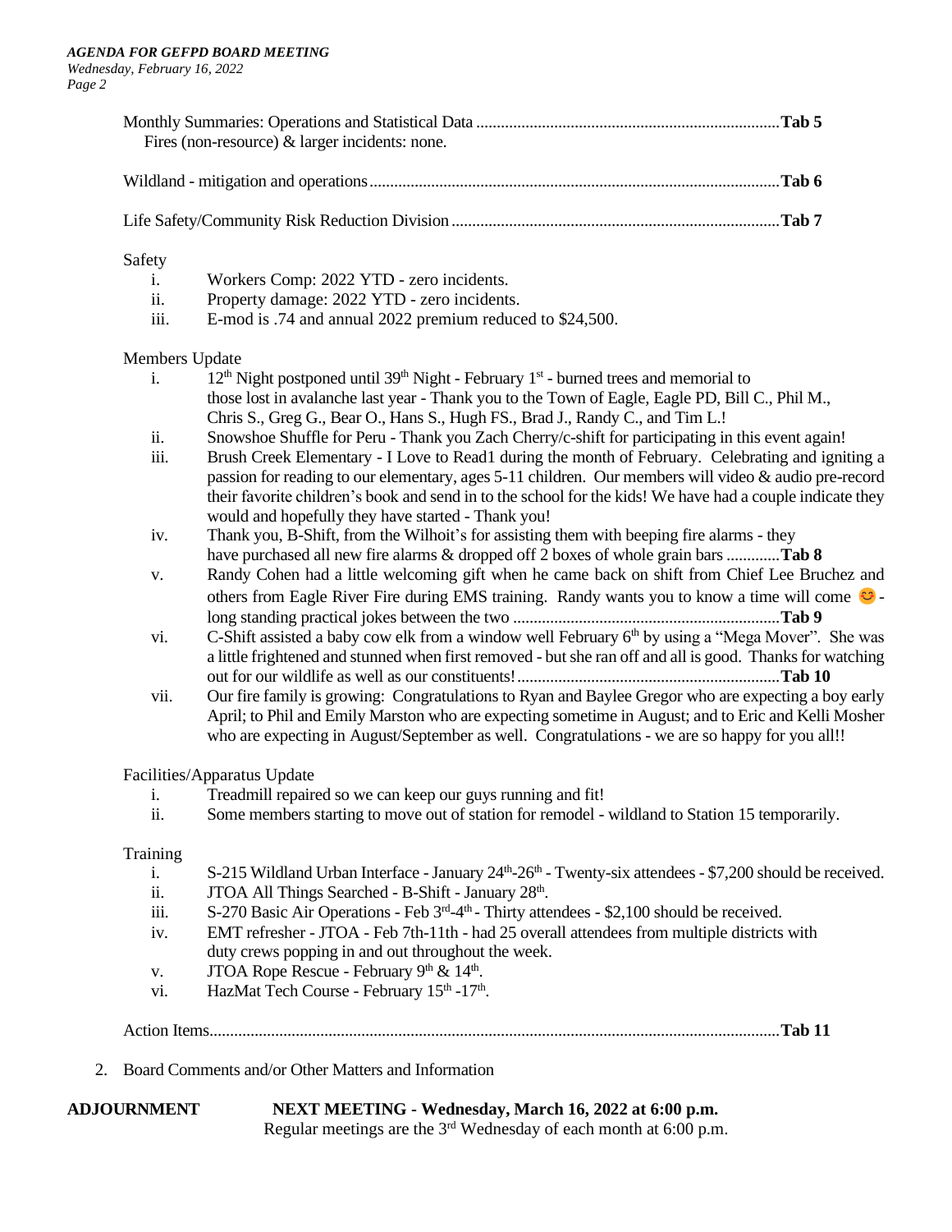Monthly Summaries: Operations and Statistical Data ........................................................................**Tab 5**
Fires (non-resource) & larger incidents: none.

Wildland - mitigation and operations..................................................................................................**Tab 6**

Life Safety/Community Risk Reduction Division ..............................................................................**Tab 7**

Safety

i. Workers Comp: 2022 YTD - zero incidents.
ii. Property damage: 2022 YTD - zero incidents.
iii. E-mod is .74 and annual 2022 premium reduced to $24,500.

Members Update

i. 12th Night postponed until 39th Night - February 1st - burned trees and memorial to those lost in avalanche last year - Thank you to the Town of Eagle, Eagle PD, Bill C., Phil M., Chris S., Greg G., Bear O., Hans S., Hugh FS., Brad J., Randy C., and Tim L.!
ii. Snowshoe Shuffle for Peru - Thank you Zach Cherry/c-shift for participating in this event again!
iii. Brush Creek Elementary - I Love to Read1 during the month of February. Celebrating and igniting a passion for reading to our elementary, ages 5-11 children. Our members will video & audio pre-record their favorite children's book and send in to the school for the kids! We have had a couple indicate they would and hopefully they have started - Thank you!
iv. Thank you, B-Shift, from the Wilhoit's for assisting them with beeping fire alarms - they have purchased all new fire alarms & dropped off 2 boxes of whole grain bars .............**Tab 8**
v. Randy Cohen had a little welcoming gift when he came back on shift from Chief Lee Bruchez and others from Eagle River Fire during EMS training. Randy wants you to know a time will come 😊 - long standing practical jokes between the two ................................................................**Tab 9**
vi. C-Shift assisted a baby cow elk from a window well February 6th by using a "Mega Mover". She was a little frightened and stunned when first removed - but she ran off and all is good. Thanks for watching out for our wildlife as well as our constituents!...............................................................**Tab 10**
vii. Our fire family is growing: Congratulations to Ryan and Baylee Gregor who are expecting a boy early April; to Phil and Emily Marston who are expecting sometime in August; and to Eric and Kelli Mosher who are expecting in August/September as well. Congratulations - we are so happy for you all!!

Facilities/Apparatus Update

i. Treadmill repaired so we can keep our guys running and fit!
ii. Some members starting to move out of station for remodel - wildland to Station 15 temporarily.

Training

i. S-215 Wildland Urban Interface - January 24th-26th - Twenty-six attendees - $7,200 should be received.
ii. JTOA All Things Searched - B-Shift - January 28th.
iii. S-270 Basic Air Operations - Feb 3rd-4th - Thirty attendees - $2,100 should be received.
iv. EMT refresher - JTOA - Feb 7th-11th - had 25 overall attendees from multiple districts with duty crews popping in and out throughout the week.
v. JTOA Rope Rescue - February 9th & 14th.
vi. HazMat Tech Course - February 15th -17th.

Action Items.........................................................................................................................................**Tab 11**

2. Board Comments and/or Other Matters and Information

**ADJOURNMENT** **NEXT MEETING - Wednesday, March 16, 2022 at 6:00 p.m.**
Regular meetings are the 3rd Wednesday of each month at 6:00 p.m.